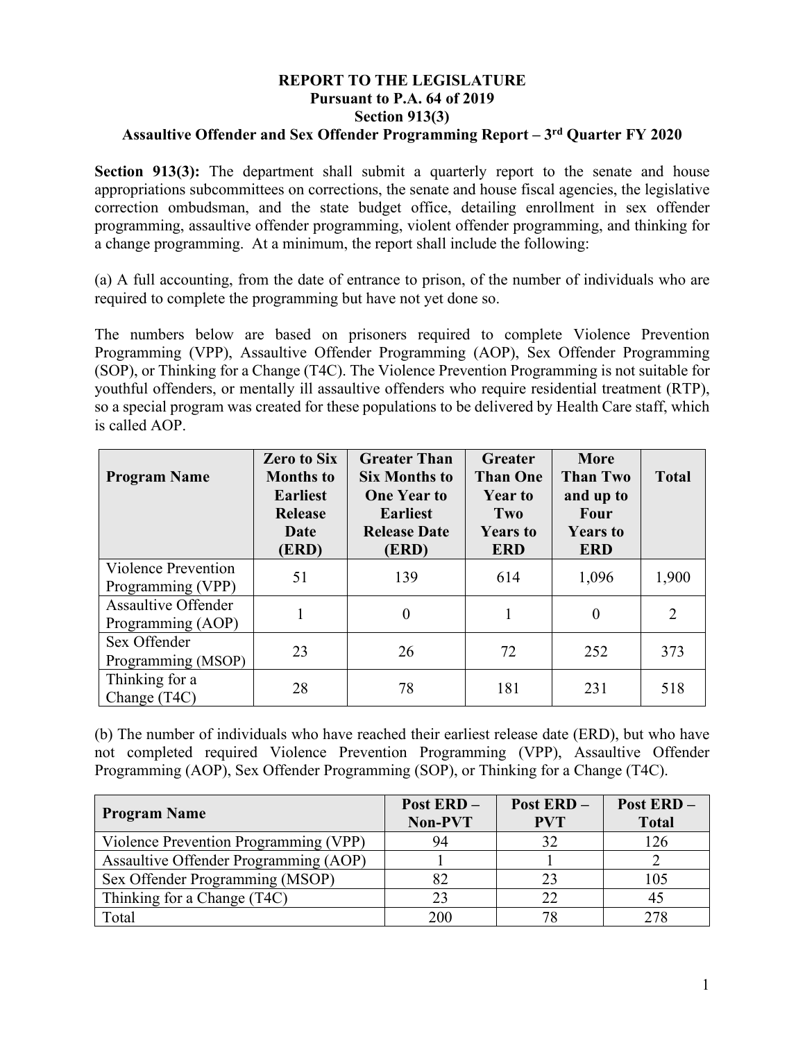**REPORT TO THE LEGISLATURE**
**Pursuant to P.A. 64 of 2019**
**Section 913(3)**
**Assaultive Offender and Sex Offender Programming Report – 3rd Quarter FY 2020**

**Section 913(3):** The department shall submit a quarterly report to the senate and house appropriations subcommittees on corrections, the senate and house fiscal agencies, the legislative correction ombudsman, and the state budget office, detailing enrollment in sex offender programming, assaultive offender programming, violent offender programming, and thinking for a change programming. At a minimum, the report shall include the following:

(a) A full accounting, from the date of entrance to prison, of the number of individuals who are required to complete the programming but have not yet done so.

The numbers below are based on prisoners required to complete Violence Prevention Programming (VPP), Assaultive Offender Programming (AOP), Sex Offender Programming (SOP), or Thinking for a Change (T4C). The Violence Prevention Programming is not suitable for youthful offenders, or mentally ill assaultive offenders who require residential treatment (RTP), so a special program was created for these populations to be delivered by Health Care staff, which is called AOP.

| Program Name | Zero to Six Months to Earliest Release Date (ERD) | Greater Than Six Months to One Year to Earliest Release Date (ERD) | Greater Than One Year to Two Years to ERD | More Than Two and up to Four Years to ERD | Total |
|---|---|---|---|---|---|
| Violence Prevention Programming (VPP) | 51 | 139 | 614 | 1,096 | 1,900 |
| Assaultive Offender Programming (AOP) | 1 | 0 | 1 | 0 | 2 |
| Sex Offender Programming (MSOP) | 23 | 26 | 72 | 252 | 373 |
| Thinking for a Change (T4C) | 28 | 78 | 181 | 231 | 518 |

(b) The number of individuals who have reached their earliest release date (ERD), but who have not completed required Violence Prevention Programming (VPP), Assaultive Offender Programming (AOP), Sex Offender Programming (SOP), or Thinking for a Change (T4C).

| Program Name | Post ERD – Non-PVT | Post ERD – PVT | Post ERD – Total |
|---|---|---|---|
| Violence Prevention Programming (VPP) | 94 | 32 | 126 |
| Assaultive Offender Programming (AOP) | 1 | 1 | 2 |
| Sex Offender Programming (MSOP) | 82 | 23 | 105 |
| Thinking for a Change (T4C) | 23 | 22 | 45 |
| Total | 200 | 78 | 278 |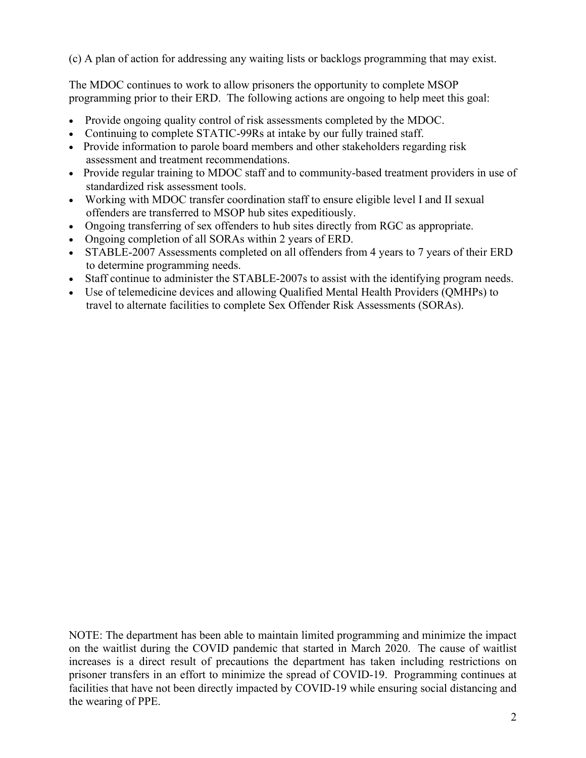(c) A plan of action for addressing any waiting lists or backlogs programming that may exist.

The MDOC continues to work to allow prisoners the opportunity to complete MSOP programming prior to their ERD. The following actions are ongoing to help meet this goal:

- Provide ongoing quality control of risk assessments completed by the MDOC.
- Continuing to complete STATIC-99Rs at intake by our fully trained staff.
- Provide information to parole board members and other stakeholders regarding risk assessment and treatment recommendations.
- Provide regular training to MDOC staff and to community-based treatment providers in use of standardized risk assessment tools.
- Working with MDOC transfer coordination staff to ensure eligible level I and II sexual offenders are transferred to MSOP hub sites expeditiously.
- Ongoing transferring of sex offenders to hub sites directly from RGC as appropriate.
- Ongoing completion of all SORAs within 2 years of ERD.
- STABLE-2007 Assessments completed on all offenders from 4 years to 7 years of their ERD to determine programming needs.
- Staff continue to administer the STABLE-2007s to assist with the identifying program needs.
- Use of telemedicine devices and allowing Qualified Mental Health Providers (QMHPs) to travel to alternate facilities to complete Sex Offender Risk Assessments (SORAs).

NOTE: The department has been able to maintain limited programming and minimize the impact on the waitlist during the COVID pandemic that started in March 2020. The cause of waitlist increases is a direct result of precautions the department has taken including restrictions on prisoner transfers in an effort to minimize the spread of COVID-19. Programming continues at facilities that have not been directly impacted by COVID-19 while ensuring social distancing and the wearing of PPE.